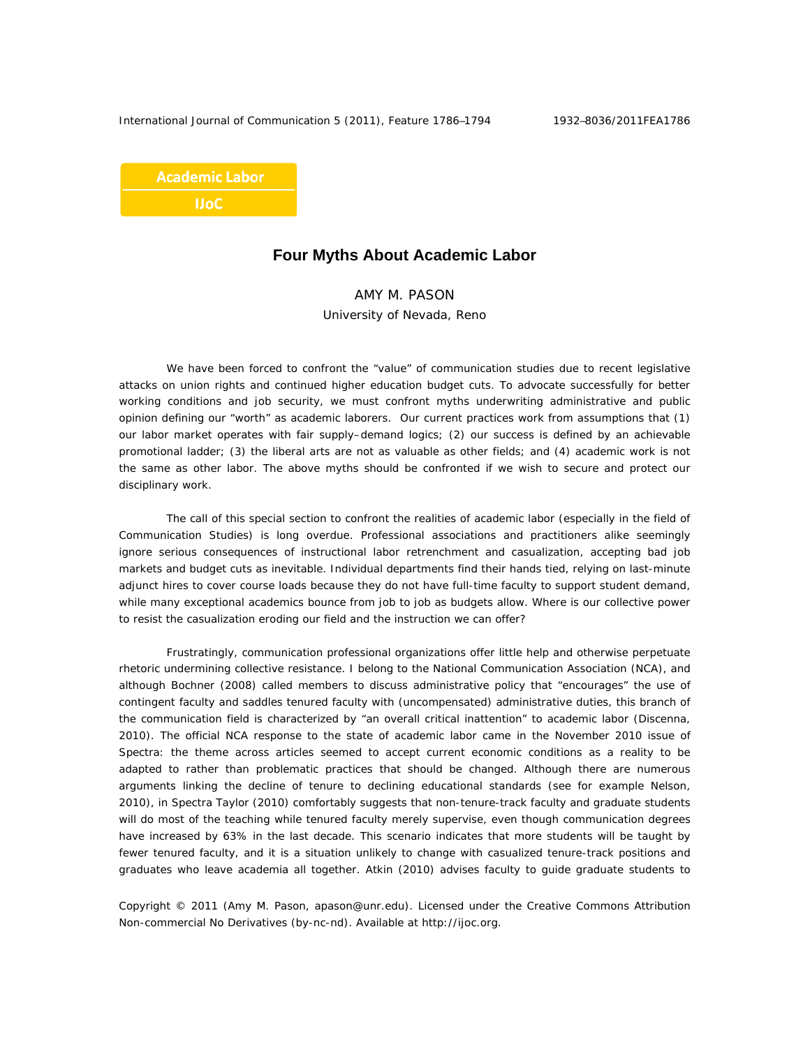Academic Labor
IJoC

# Four Myths About Academic Labor

AMY M. PASON
University of Nevada, Reno

We have been forced to confront the "value" of communication studies due to recent legislative attacks on union rights and continued higher education budget cuts. To advocate successfully for better working conditions and job security, we must confront myths underwriting administrative and public opinion defining our "worth" as academic laborers. Our current practices work from assumptions that (1) our labor market operates with fair supply–demand logics; (2) our success is defined by an achievable promotional ladder; (3) the liberal arts are not as valuable as other fields; and (4) academic work is not the same as other labor. The above myths should be confronted if we wish to secure and protect our disciplinary work.

The call of this special section to confront the realities of academic labor (especially in the field of Communication Studies) is long overdue. Professional associations and practitioners alike seemingly ignore serious consequences of instructional labor retrenchment and casualization, accepting bad job markets and budget cuts as inevitable. Individual departments find their hands tied, relying on last-minute adjunct hires to cover course loads because they do not have full-time faculty to support student demand, while many exceptional academics bounce from job to job as budgets allow. Where is our collective power to resist the casualization eroding our field and the instruction we can offer?

Frustratingly, communication professional organizations offer little help and otherwise perpetuate rhetoric undermining collective resistance. I belong to the National Communication Association (NCA), and although Bochner (2008) called members to discuss administrative policy that "encourages" the use of contingent faculty and saddles tenured faculty with (uncompensated) administrative duties, this branch of the communication field is characterized by "an overall critical inattention" to academic labor (Discenna, 2010). The official NCA response to the state of academic labor came in the November 2010 issue of *Spectra*: the theme across articles seemed to accept current economic conditions as a reality to be adapted to rather than problematic practices that should be changed. Although there are numerous arguments linking the decline of tenure to declining educational standards (see for example Nelson, 2010), in *Spectra* Taylor (2010) comfortably suggests that non-tenure-track faculty and graduate students will do most of the teaching while tenured faculty merely supervise, even though communication degrees have increased by 63% in the last decade. This scenario indicates that more students will be taught by fewer tenured faculty, and it is a situation unlikely to change with casualized tenure-track positions and graduates who leave academia all together. Atkin (2010) advises faculty to guide graduate students to

Copyright © 2011 (Amy M. Pason, apason@unr.edu). Licensed under the Creative Commons Attribution Non-commercial No Derivatives (by-nc-nd). Available at http://ijoc.org.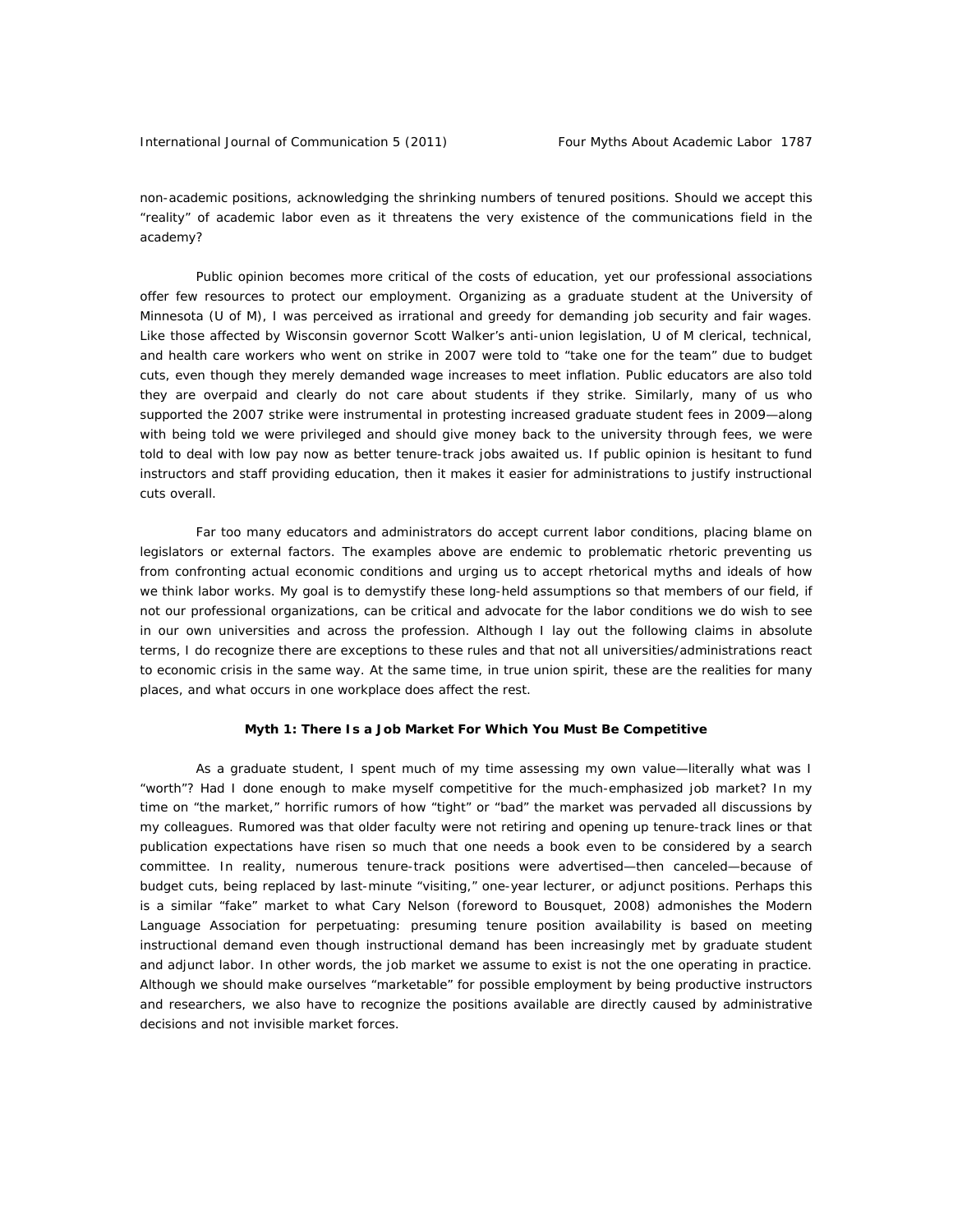non-academic positions, acknowledging the shrinking numbers of tenured positions. Should we accept this "reality" of academic labor even as it threatens the very existence of the communications field in the academy?

Public opinion becomes more critical of the costs of education, yet our professional associations offer few resources to protect our employment. Organizing as a graduate student at the University of Minnesota (U of M), I was perceived as irrational and greedy for demanding job security and fair wages. Like those affected by Wisconsin governor Scott Walker's anti-union legislation, U of M clerical, technical, and health care workers who went on strike in 2007 were told to "take one for the team" due to budget cuts, even though they merely demanded wage increases to meet inflation. Public educators are also told they are overpaid and clearly do not care about students if they strike. Similarly, many of us who supported the 2007 strike were instrumental in protesting increased graduate student fees in 2009—along with being told we were privileged and should give money back to the university through fees, we were told to deal with low pay now as better tenure-track jobs awaited us. If public opinion is hesitant to fund instructors and staff providing education, then it makes it easier for administrations to justify instructional cuts overall.

Far too many educators and administrators do accept current labor conditions, placing blame on legislators or external factors. The examples above are endemic to problematic rhetoric preventing us from confronting actual economic conditions and urging us to accept rhetorical myths and ideals of how we think labor works. My goal is to demystify these long-held assumptions so that members of our field, if not our professional organizations, can be critical and advocate for the labor conditions we do wish to see in our own universities and across the profession. Although I lay out the following claims in absolute terms, I do recognize there are exceptions to these rules and that not all universities/administrations react to economic crisis in the same way. At the same time, in true union spirit, these are the realities for many places, and what occurs in one workplace does affect the rest.

### Myth 1: There Is a Job Market For Which You Must Be Competitive

As a graduate student, I spent much of my time assessing my own value—literally what was I "worth"? Had I done enough to make myself competitive for the much-emphasized job market? In my time on "the market," horrific rumors of how "tight" or "bad" the market was pervaded all discussions by my colleagues. Rumored was that older faculty were not retiring and opening up tenure-track lines or that publication expectations have risen so much that one needs a book even to be considered by a search committee. In reality, numerous tenure-track positions were advertised—then canceled—because of budget cuts, being replaced by last-minute "visiting," one-year lecturer, or adjunct positions. Perhaps this is a similar "fake" market to what Cary Nelson (foreword to Bousquet, 2008) admonishes the Modern Language Association for perpetuating: presuming tenure position availability is based on meeting instructional demand even though instructional demand has been increasingly met by graduate student and adjunct labor. In other words, the job market we assume to exist is not the one operating in practice. Although we should make ourselves "marketable" for possible employment by being productive instructors and researchers, we also have to recognize the positions available are directly caused by administrative decisions and not invisible market forces.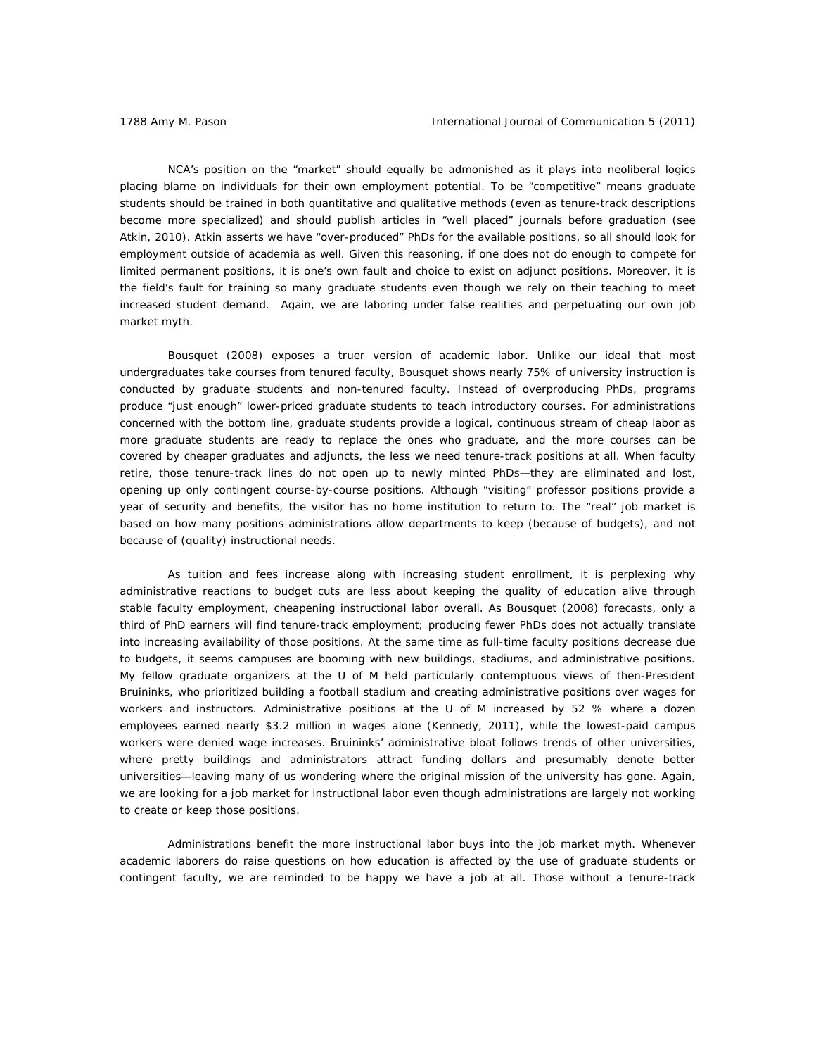NCA's position on the "market" should equally be admonished as it plays into neoliberal logics placing blame on individuals for their own employment potential. To be "competitive" means graduate students should be trained in both quantitative and qualitative methods (even as tenure-track descriptions become more specialized) and should publish articles in "well placed" journals before graduation (see Atkin, 2010). Atkin asserts we have "over-produced" PhDs for the available positions, so all should look for employment outside of academia as well. Given this reasoning, if one does not do enough to compete for limited permanent positions, it is one's own fault and choice to exist on adjunct positions. Moreover, it is the field's fault for training so many graduate students even though we rely on their teaching to meet increased student demand. Again, we are laboring under false realities and perpetuating our own job market myth.

Bousquet (2008) exposes a truer version of academic labor. Unlike our ideal that most undergraduates take courses from tenured faculty, Bousquet shows nearly 75% of university instruction is conducted by graduate students and non-tenured faculty. Instead of overproducing PhDs, programs produce "just enough" lower-priced graduate students to teach introductory courses. For administrations concerned with the bottom line, graduate students provide a logical, continuous stream of cheap labor as more graduate students are ready to replace the ones who graduate, and the more courses can be covered by cheaper graduates and adjuncts, the less we need tenure-track positions at all. When faculty retire, those tenure-track lines do not open up to newly minted PhDs—they are eliminated and lost, opening up only contingent course-by-course positions. Although "visiting" professor positions provide a year of security and benefits, the visitor has no home institution to return to. The "real" job market is based on how many positions administrations allow departments to keep (because of budgets), and not because of (quality) instructional needs.

As tuition and fees increase along with increasing student enrollment, it is perplexing why administrative reactions to budget cuts are less about keeping the quality of education alive through stable faculty employment, cheapening instructional labor overall. As Bousquet (2008) forecasts, only a third of PhD earners will find tenure-track employment; producing fewer PhDs does not actually translate into increasing availability of those positions. At the same time as full-time faculty positions decrease due to budgets, it seems campuses are booming with new buildings, stadiums, and administrative positions. My fellow graduate organizers at the U of M held particularly contemptuous views of then-President Bruininks, who prioritized building a football stadium and creating administrative positions over wages for workers and instructors. Administrative positions at the U of M increased by 52 % where a dozen employees earned nearly $3.2 million in wages alone (Kennedy, 2011), while the lowest-paid campus workers were denied wage increases. Bruininks' administrative bloat follows trends of other universities, where pretty buildings and administrators attract funding dollars and presumably denote better universities—leaving many of us wondering where the original mission of the university has gone. Again, we are looking for a job market for instructional labor even though administrations are largely not working to create or keep those positions.

Administrations benefit the more instructional labor buys into the job market myth. Whenever academic laborers do raise questions on how education is affected by the use of graduate students or contingent faculty, we are reminded to be happy we have a job at all. Those without a tenure-track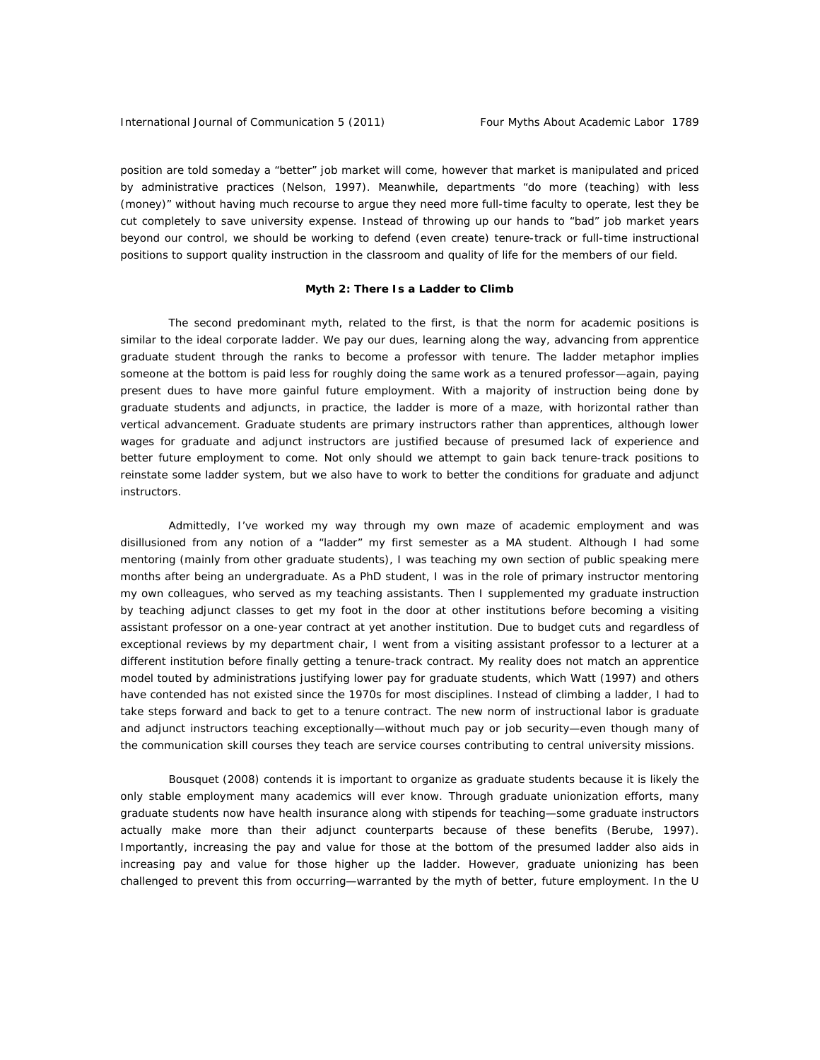position are told someday a "better" job market will come, however that market is manipulated and priced by administrative practices (Nelson, 1997). Meanwhile, departments "do more (teaching) with less (money)" without having much recourse to argue they need more full-time faculty to operate, lest they be cut completely to save university expense. Instead of throwing up our hands to "bad" job market years beyond our control, we should be working to defend (even create) tenure-track or full-time instructional positions to support quality instruction in the classroom and quality of life for the members of our field.

## Myth 2: There Is a Ladder to Climb

The second predominant myth, related to the first, is that the norm for academic positions is similar to the ideal corporate ladder. We pay our dues, learning along the way, advancing from apprentice graduate student through the ranks to become a professor with tenure. The ladder metaphor implies someone at the bottom is paid less for roughly doing the same work as a tenured professor—again, paying present dues to have more gainful future employment. With a majority of instruction being done by graduate students and adjuncts, in practice, the ladder is more of a maze, with horizontal rather than vertical advancement. Graduate students are primary instructors rather than apprentices, although lower wages for graduate and adjunct instructors are justified because of presumed lack of experience and better future employment to come. Not only should we attempt to gain back tenure-track positions to reinstate some ladder system, but we also have to work to better the conditions for graduate and adjunct instructors.

Admittedly, I've worked my way through my own maze of academic employment and was disillusioned from any notion of a "ladder" my first semester as a MA student. Although I had some mentoring (mainly from other graduate students), I was teaching my own section of public speaking mere months after being an undergraduate. As a PhD student, I was in the role of primary instructor mentoring my own colleagues, who served as my teaching assistants. Then I supplemented my graduate instruction by teaching adjunct classes to get my foot in the door at other institutions before becoming a visiting assistant professor on a one-year contract at yet another institution. Due to budget cuts and regardless of exceptional reviews by my department chair, I went from a visiting assistant professor to a lecturer at a different institution before finally getting a tenure-track contract. My reality does not match an apprentice model touted by administrations justifying lower pay for graduate students, which Watt (1997) and others have contended has not existed since the 1970s for most disciplines. Instead of climbing a ladder, I had to take steps forward and back to get to a tenure contract. The new norm of instructional labor is graduate and adjunct instructors teaching exceptionally—without much pay or job security—even though many of the communication skill courses they teach are service courses contributing to central university missions.

Bousquet (2008) contends it is important to organize as graduate students because it is likely the only stable employment many academics will ever know. Through graduate unionization efforts, many graduate students now have health insurance along with stipends for teaching—some graduate instructors actually make more than their adjunct counterparts because of these benefits (Berube, 1997). Importantly, increasing the pay and value for those at the bottom of the presumed ladder also aids in increasing pay and value for those higher up the ladder. However, graduate unionizing has been challenged to prevent this from occurring—warranted by the myth of better, future employment. In the U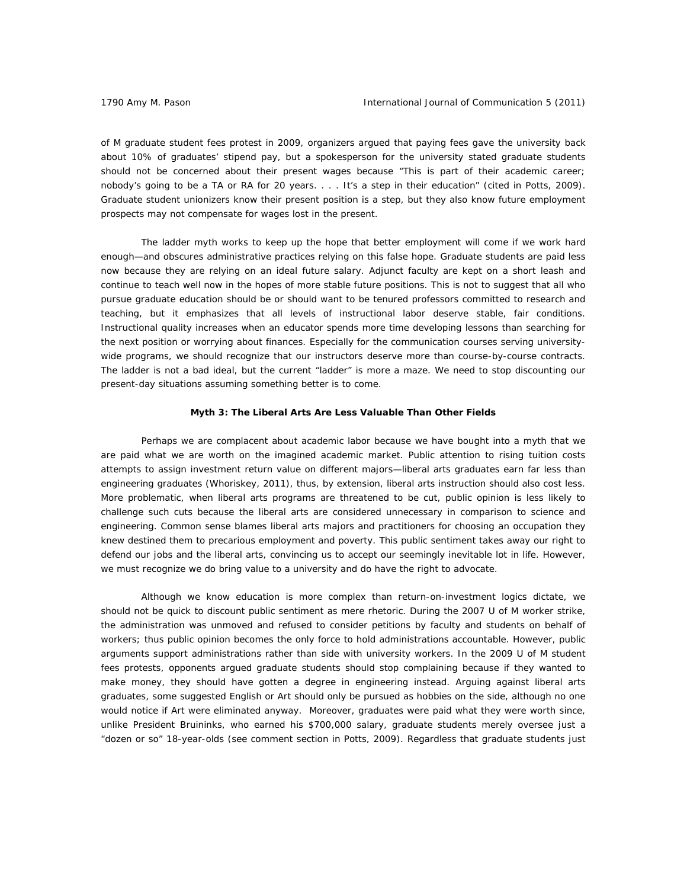of M graduate student fees protest in 2009, organizers argued that paying fees gave the university back about 10% of graduates' stipend pay, but a spokesperson for the university stated graduate students should not be concerned about their present wages because "This is part of their academic career; nobody's going to be a TA or RA for 20 years. . . . It's a step in their education" (cited in Potts, 2009). Graduate student unionizers know their present position is a step, but they also know future employment prospects may not compensate for wages lost in the present.

The ladder myth works to keep up the hope that better employment will come if we work hard enough—and obscures administrative practices relying on this false hope. Graduate students are paid less now because they are relying on an ideal future salary. Adjunct faculty are kept on a short leash and continue to teach well now in the hopes of more stable future positions. This is not to suggest that all who pursue graduate education should be or should want to be tenured professors committed to research and teaching, but it emphasizes that all levels of instructional labor deserve stable, fair conditions. Instructional quality increases when an educator spends more time developing lessons than searching for the next position or worrying about finances. Especially for the communication courses serving university-wide programs, we should recognize that our instructors deserve more than course-by-course contracts. The ladder is not a bad ideal, but the current "ladder" is more a maze. We need to stop discounting our present-day situations assuming something better is to come.

### Myth 3: The Liberal Arts Are Less Valuable Than Other Fields

Perhaps we are complacent about academic labor because we have bought into a myth that we are paid what we are worth on the imagined academic market. Public attention to rising tuition costs attempts to assign investment return value on different majors—liberal arts graduates earn far less than engineering graduates (Whoriskey, 2011), thus, by extension, liberal arts instruction should also cost less. More problematic, when liberal arts programs are threatened to be cut, public opinion is less likely to challenge such cuts because the liberal arts are considered unnecessary in comparison to science and engineering. Common sense blames liberal arts majors and practitioners for choosing an occupation they knew destined them to precarious employment and poverty. This public sentiment takes away our right to defend our jobs and the liberal arts, convincing us to accept our seemingly inevitable lot in life. However, we must recognize we do bring value to a university and do have the right to advocate.

Although we know education is more complex than return-on-investment logics dictate, we should not be quick to discount public sentiment as mere rhetoric. During the 2007 U of M worker strike, the administration was unmoved and refused to consider petitions by faculty and students on behalf of workers; thus public opinion becomes the only force to hold administrations accountable. However, public arguments support administrations rather than side with university workers. In the 2009 U of M student fees protests, opponents argued graduate students should stop complaining because if they wanted to make money, they should have gotten a degree in engineering instead. Arguing against liberal arts graduates, some suggested English or Art should only be pursued as hobbies on the side, although no one would notice if Art were eliminated anyway. Moreover, graduates were paid what they were worth since, unlike President Bruininks, who earned his $700,000 salary, graduate students merely oversee just a "dozen or so" 18-year-olds (see comment section in Potts, 2009). Regardless that graduate students just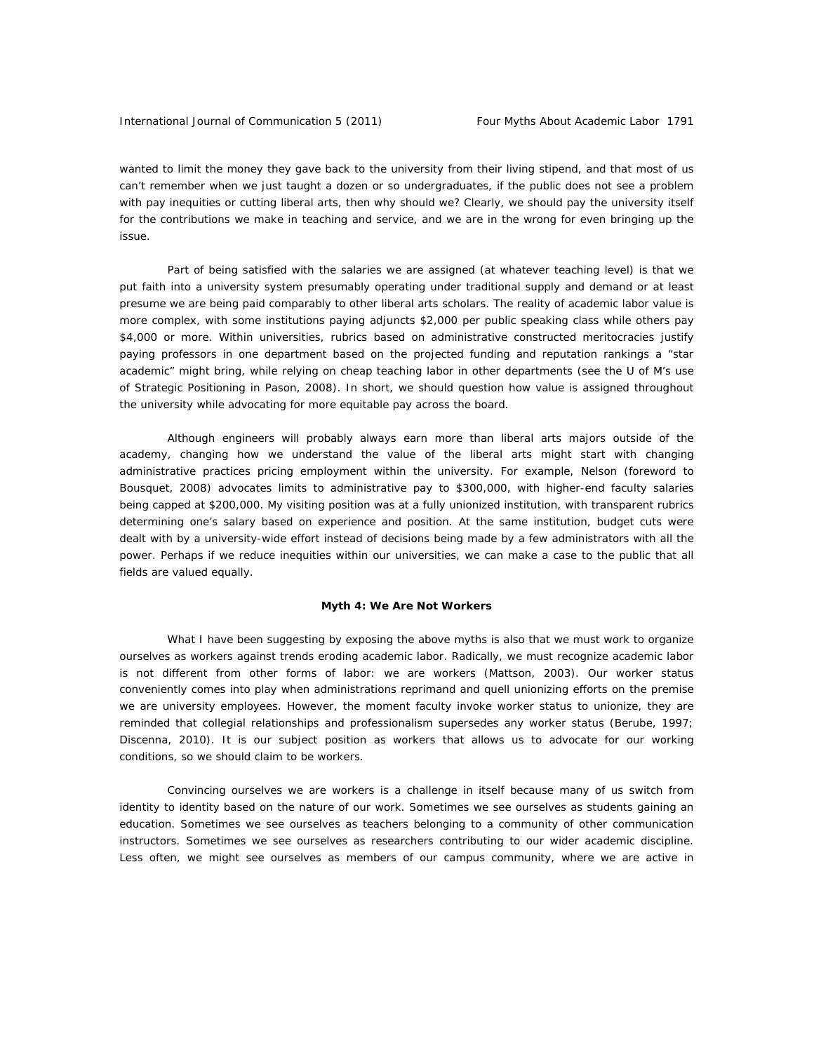wanted to limit the money they gave back to the university from their living stipend, and that most of us can't remember when we just taught a dozen or so undergraduates, if the public does not see a problem with pay inequities or cutting liberal arts, then why should we? Clearly, we should pay the university itself for the contributions we make in teaching and service, and we are in the wrong for even bringing up the issue.

Part of being satisfied with the salaries we are assigned (at whatever teaching level) is that we put faith into a university system presumably operating under traditional supply and demand or at least presume we are being paid comparably to other liberal arts scholars. The reality of academic labor value is more complex, with some institutions paying adjuncts $2,000 per public speaking class while others pay $4,000 or more. Within universities, rubrics based on administrative constructed meritocracies justify paying professors in one department based on the projected funding and reputation rankings a "star academic" might bring, while relying on cheap teaching labor in other departments (see the U of M's use of Strategic Positioning in Pason, 2008). In short, we should question how value is assigned throughout the university while advocating for more equitable pay across the board.

Although engineers will probably always earn more than liberal arts majors outside of the academy, changing how we understand the value of the liberal arts might start with changing administrative practices pricing employment within the university. For example, Nelson (foreword to Bousquet, 2008) advocates limits to administrative pay to $300,000, with higher-end faculty salaries being capped at $200,000. My visiting position was at a fully unionized institution, with transparent rubrics determining one's salary based on experience and position. At the same institution, budget cuts were dealt with by a university-wide effort instead of decisions being made by a few administrators with all the power. Perhaps if we reduce inequities within our universities, we can make a case to the public that all fields are valued equally.

### Myth 4: We Are Not Workers

What I have been suggesting by exposing the above myths is also that we must work to organize ourselves as workers against trends eroding academic labor. Radically, we must recognize academic labor is not different from other forms of labor: we are workers (Mattson, 2003). Our worker status conveniently comes into play when administrations reprimand and quell unionizing efforts on the premise we are university employees. However, the moment faculty invoke worker status to unionize, they are reminded that collegial relationships and professionalism supersedes any worker status (Berube, 1997; Discenna, 2010). It is our subject position as workers that allows us to advocate for our working conditions, so we should claim to be workers.

Convincing ourselves we are workers is a challenge in itself because many of us switch from identity to identity based on the nature of our work. Sometimes we see ourselves as students gaining an education. Sometimes we see ourselves as teachers belonging to a community of other communication instructors. Sometimes we see ourselves as researchers contributing to our wider academic discipline. Less often, we might see ourselves as members of our campus community, where we are active in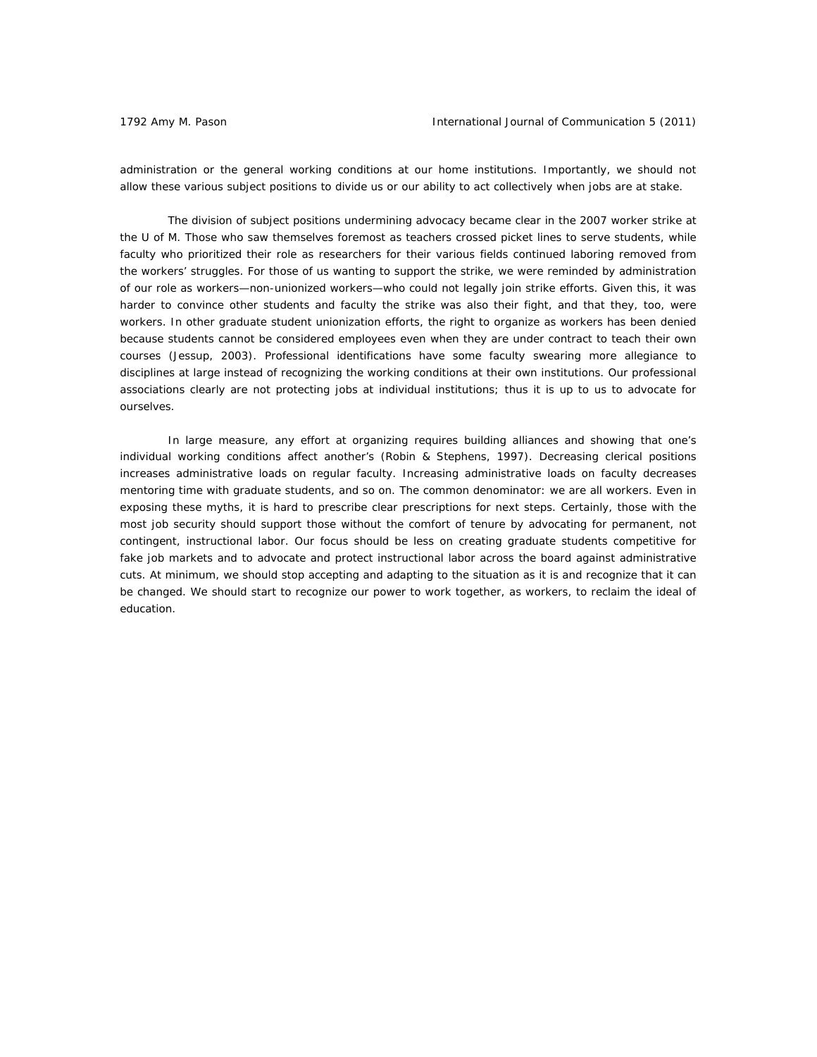administration or the general working conditions at our home institutions. Importantly, we should not allow these various subject positions to divide us or our ability to act collectively when jobs are at stake.

The division of subject positions undermining advocacy became clear in the 2007 worker strike at the U of M. Those who saw themselves foremost as teachers crossed picket lines to serve students, while faculty who prioritized their role as researchers for their various fields continued laboring removed from the workers' struggles. For those of us wanting to support the strike, we were reminded by administration of our role as workers—non-unionized workers—who could not legally join strike efforts. Given this, it was harder to convince other students and faculty the strike was also their fight, and that they, too, were workers. In other graduate student unionization efforts, the right to organize as workers has been denied because students cannot be considered employees even when they are under contract to teach their own courses (Jessup, 2003). Professional identifications have some faculty swearing more allegiance to disciplines at large instead of recognizing the working conditions at their own institutions. Our professional associations clearly are not protecting jobs at individual institutions; thus it is up to us to advocate for ourselves.

In large measure, any effort at organizing requires building alliances and showing that one's individual working conditions affect another's (Robin & Stephens, 1997). Decreasing clerical positions increases administrative loads on regular faculty. Increasing administrative loads on faculty decreases mentoring time with graduate students, and so on. The common denominator: we are all workers. Even in exposing these myths, it is hard to prescribe clear prescriptions for next steps. Certainly, those with the most job security should support those without the comfort of tenure by advocating for permanent, not contingent, instructional labor. Our focus should be less on creating graduate students competitive for fake job markets and to advocate and protect instructional labor across the board against administrative cuts. At minimum, we should stop accepting and adapting to the situation as it is and recognize that it can be changed. We should start to recognize our power to work together, as workers, to reclaim the ideal of education.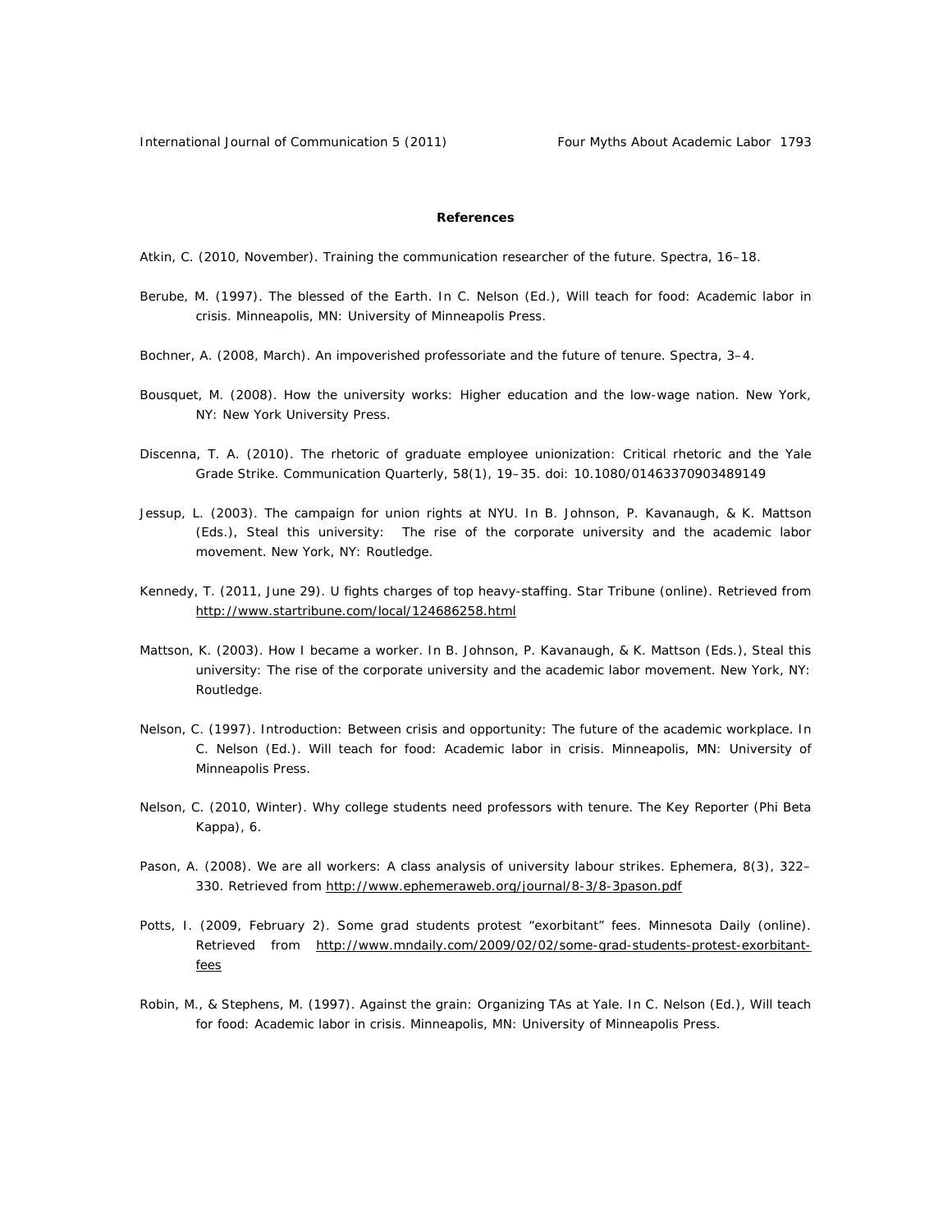## References

Atkin, C. (2010, November). Training the communication researcher of the future. Spectra, 16–18.

Berube, M. (1997). The blessed of the Earth. In C. Nelson (Ed.), Will teach for food: Academic labor in crisis. Minneapolis, MN: University of Minneapolis Press.

Bochner, A. (2008, March). An impoverished professoriate and the future of tenure. Spectra, 3–4.

Bousquet, M. (2008). How the university works: Higher education and the low-wage nation. New York, NY: New York University Press.

Discenna, T. A. (2010). The rhetoric of graduate employee unionization: Critical rhetoric and the Yale Grade Strike. Communication Quarterly, 58(1), 19–35. doi: 10.1080/01463370903489149

Jessup, L. (2003). The campaign for union rights at NYU. In B. Johnson, P. Kavanaugh, & K. Mattson (Eds.), Steal this university: The rise of the corporate university and the academic labor movement. New York, NY: Routledge.

Kennedy, T. (2011, June 29). U fights charges of top heavy-staffing. Star Tribune (online). Retrieved from http://www.startribune.com/local/124686258.html

Mattson, K. (2003). How I became a worker. In B. Johnson, P. Kavanaugh, & K. Mattson (Eds.), Steal this university: The rise of the corporate university and the academic labor movement. New York, NY: Routledge.

Nelson, C. (1997). Introduction: Between crisis and opportunity: The future of the academic workplace. In C. Nelson (Ed.). Will teach for food: Academic labor in crisis. Minneapolis, MN: University of Minneapolis Press.

Nelson, C. (2010, Winter). Why college students need professors with tenure. The Key Reporter (Phi Beta Kappa), 6.

Pason, A. (2008). We are all workers: A class analysis of university labour strikes. Ephemera, 8(3), 322–330. Retrieved from http://www.ephemeraweb.org/journal/8-3/8-3pason.pdf

Potts, I. (2009, February 2). Some grad students protest "exorbitant" fees. Minnesota Daily (online). Retrieved from http://www.mndaily.com/2009/02/02/some-grad-students-protest-exorbitant-fees

Robin, M., & Stephens, M. (1997). Against the grain: Organizing TAs at Yale. In C. Nelson (Ed.), Will teach for food: Academic labor in crisis. Minneapolis, MN: University of Minneapolis Press.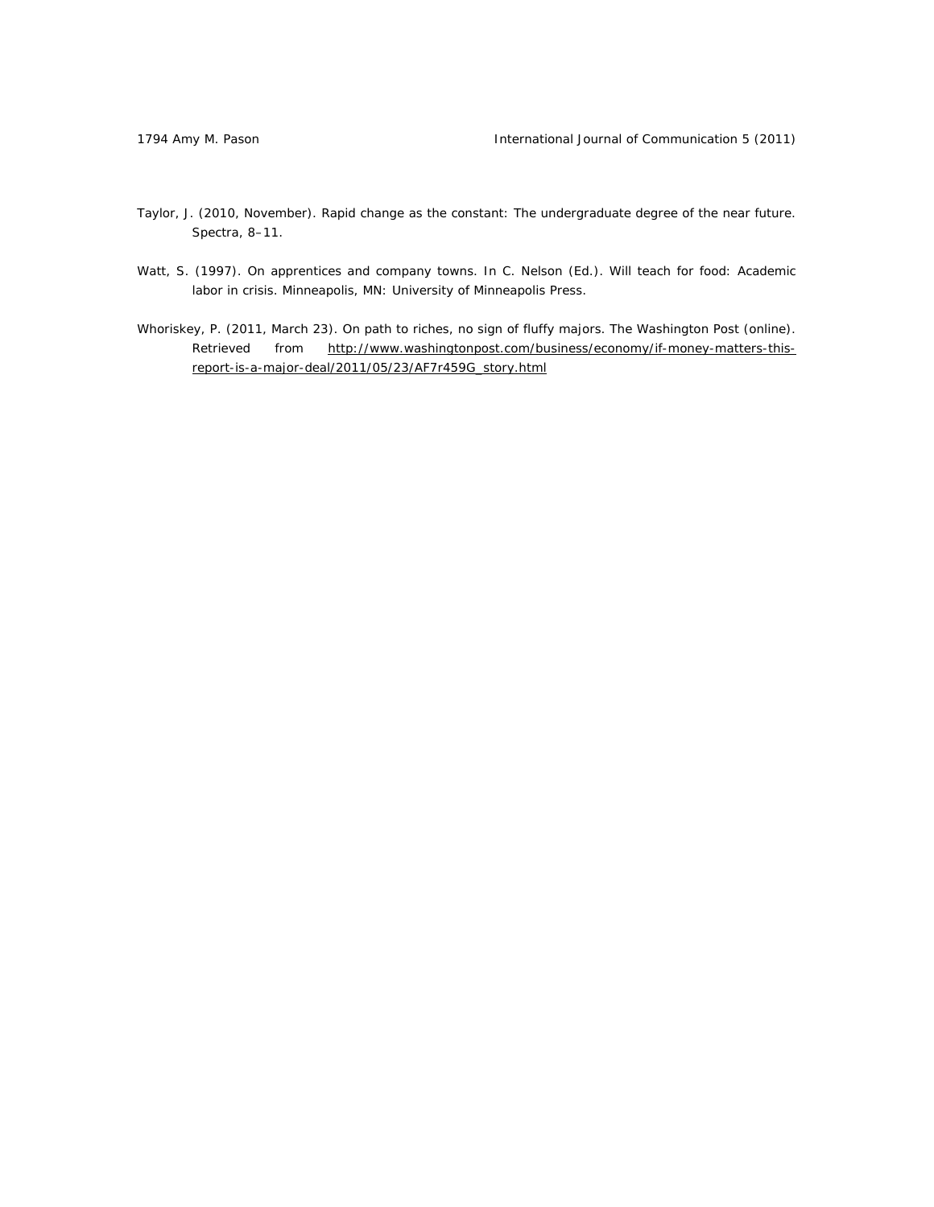Taylor, J. (2010, November). Rapid change as the constant: The undergraduate degree of the near future. Spectra, 8–11.

Watt, S. (1997). On apprentices and company towns. In C. Nelson (Ed.). Will teach for food: Academic labor in crisis. Minneapolis, MN: University of Minneapolis Press.

Whoriskey, P. (2011, March 23). On path to riches, no sign of fluffy majors. The Washington Post (online). Retrieved from http://www.washingtonpost.com/business/economy/if-money-matters-this-report-is-a-major-deal/2011/05/23/AF7r459G_story.html